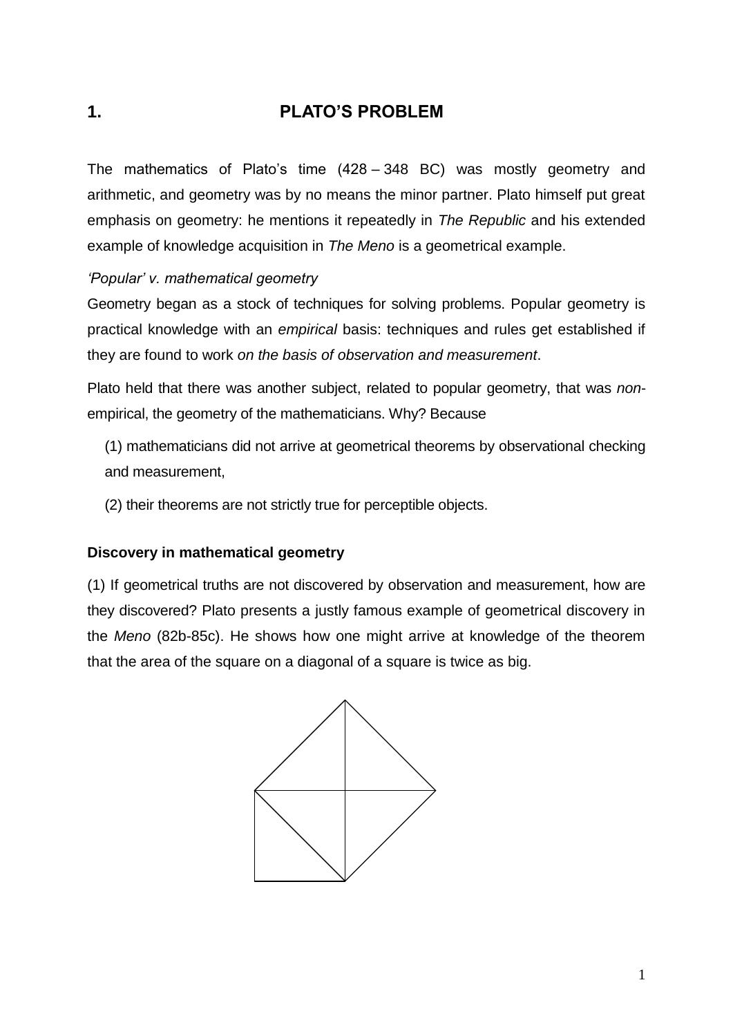# 1. PLATO'S PROBLEM

The mathematics of Plato's time (428 – 348 BC) was mostly geometry and arithmetic, and geometry was by no means the minor partner. Plato himself put great emphasis on geometry: he mentions it repeatedly in *The Republic* and his extended example of knowledge acquisition in *The Meno* is a geometrical example.

*'Popular' v. mathematical geometry*

Geometry began as a stock of techniques for solving problems. Popular geometry is practical knowledge with an *empirical* basis: techniques and rules get established if they are found to work *on the basis of observation and measurement*.

Plato held that there was another subject, related to popular geometry, that was *non*-empirical, the geometry of the mathematicians. Why? Because

(1) mathematicians did not arrive at geometrical theorems by observational checking and measurement,

(2) their theorems are not strictly true for perceptible objects.

### Discovery in mathematical geometry

(1) If geometrical truths are not discovered by observation and measurement, how are they discovered? Plato presents a justly famous example of geometrical discovery in the *Meno* (82b-85c). He shows how one might arrive at knowledge of the theorem that the area of the square on a diagonal of a square is twice as big.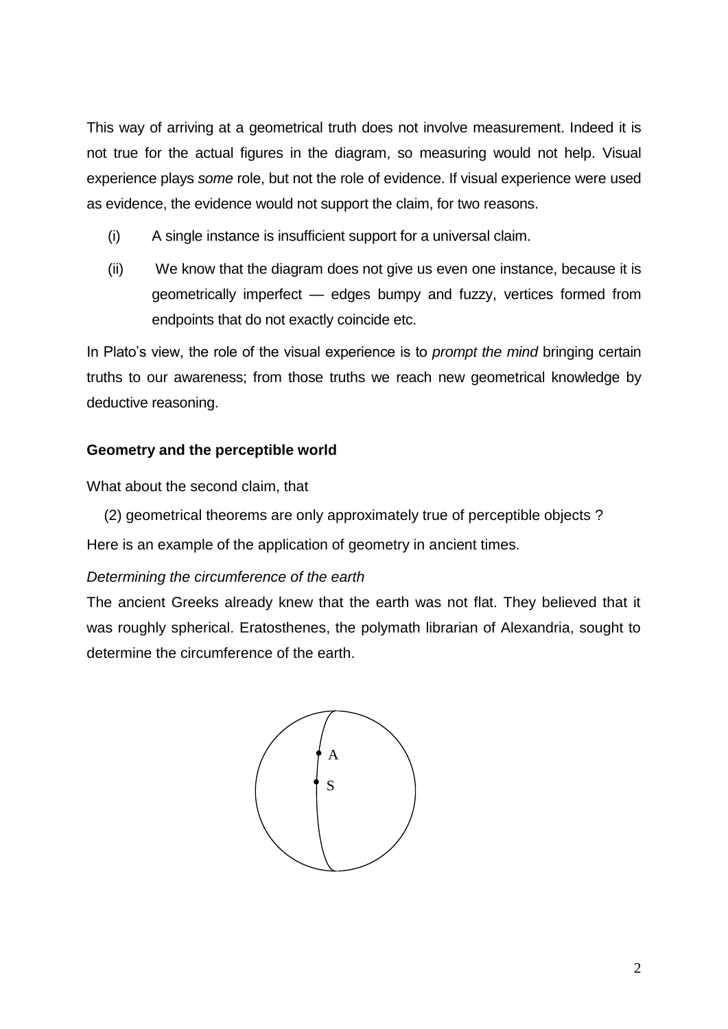This way of arriving at a geometrical truth does not involve measurement. Indeed it is not true for the actual figures in the diagram, so measuring would not help. Visual experience plays *some* role, but not the role of evidence. If visual experience were used as evidence, the evidence would not support the claim, for two reasons.

(i) A single instance is insufficient support for a universal claim.

(ii) We know that the diagram does not give us even one instance, because it is geometrically imperfect — edges bumpy and fuzzy, vertices formed from endpoints that do not exactly coincide etc.

In Plato's view, the role of the visual experience is to *prompt the mind* bringing certain truths to our awareness; from those truths we reach new geometrical knowledge by deductive reasoning.

**Geometry and the perceptible world**

What about the second claim, that

(2) geometrical theorems are only approximately true of perceptible objects ?

Here is an example of the application of geometry in ancient times.

*Determining the circumference of the earth*

The ancient Greeks already knew that the earth was not flat. They believed that it was roughly spherical. Eratosthenes, the polymath librarian of Alexandria, sought to determine the circumference of the earth.

A

S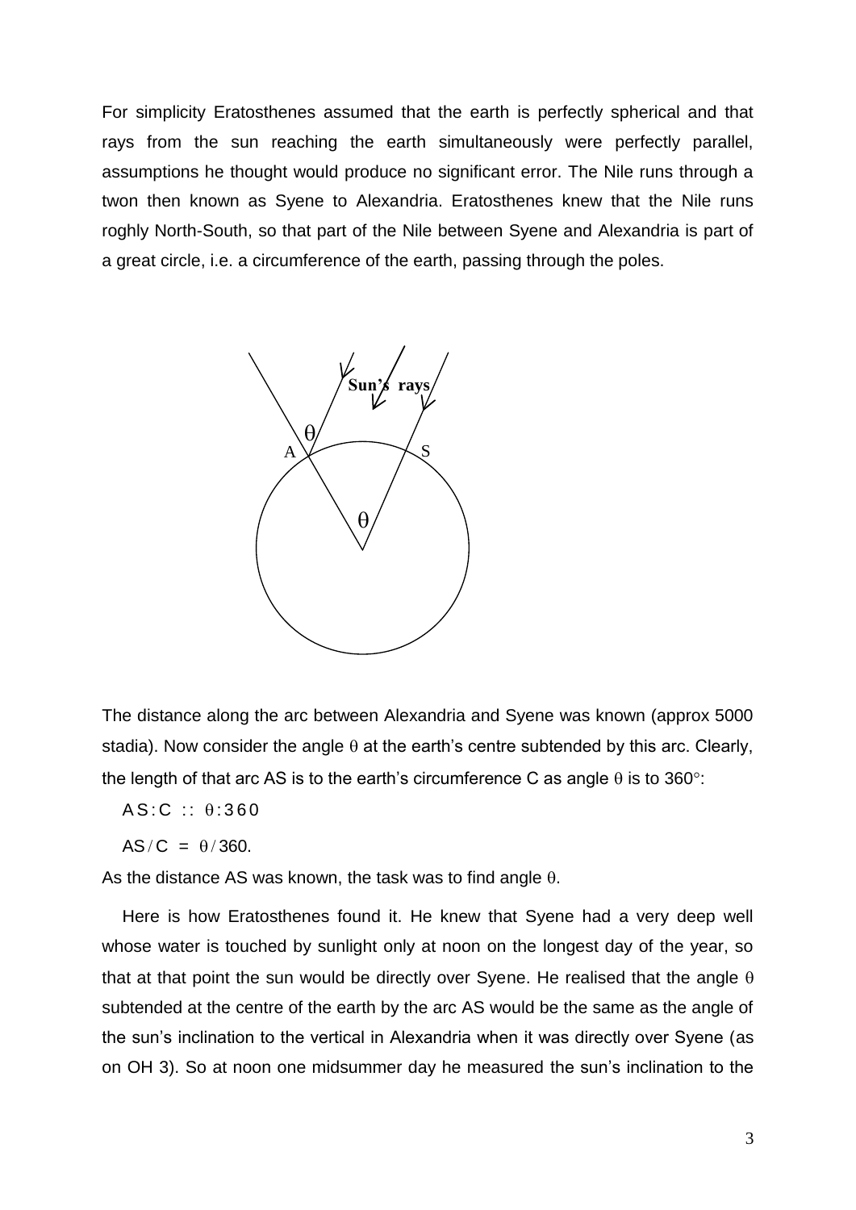For simplicity Eratosthenes assumed that the earth is perfectly spherical and that rays from the sun reaching the earth simultaneously were perfectly parallel, assumptions he thought would produce no significant error. The Nile runs through a twon then known as Syene to Alexandria. Eratosthenes knew that the Nile runs roghly North-South, so that part of the Nile between Syene and Alexandria is part of a great circle, i.e. a circumference of the earth, passing through the poles.

The distance along the arc between Alexandria and Syene was known (approx 5000 stadia). Now consider the angle $\theta$ at the earth's centre subtended by this arc. Clearly, the length of that arc AS is to the earth's circumference C as angle $\theta$ is to 360°:

$AS : C :: \theta : 360$

$AS / C = \theta / 360.$

As the distance AS was known, the task was to find angle $\theta$.

Here is how Eratosthenes found it. He knew that Syene had a very deep well whose water is touched by sunlight only at noon on the longest day of the year, so that at that point the sun would be directly over Syene. He realised that the angle $\theta$ subtended at the centre of the earth by the arc AS would be the same as the angle of the sun's inclination to the vertical in Alexandria when it was directly over Syene (as on OH 3). So at noon one midsummer day he measured the sun's inclination to the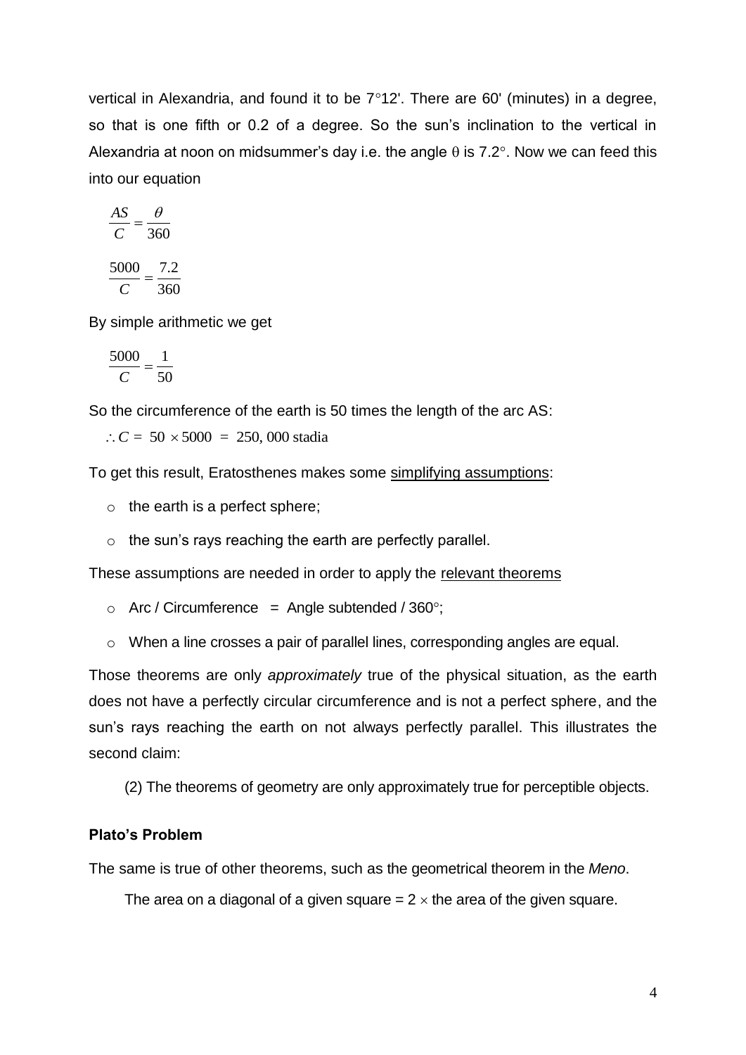vertical in Alexandria, and found it to be 7°12'. There are 60' (minutes) in a degree, so that is one fifth or 0.2 of a degree. So the sun's inclination to the vertical in Alexandria at noon on midsummer's day i.e. the angle θ is 7.2°. Now we can feed this into our equation

$$\frac{AS}{C} = \frac{\theta}{360}$$

$$\frac{5000}{C} = \frac{7.2}{360}$$

By simple arithmetic we get

$$\frac{5000}{C} = \frac{1}{50}$$

So the circumference of the earth is 50 times the length of the arc AS:

$$\therefore C = 50 \times 5000 = 250,000 \text{ stadia}$$

To get this result, Eratosthenes makes some simplifying assumptions:

- the earth is a perfect sphere;
- the sun's rays reaching the earth are perfectly parallel.

These assumptions are needed in order to apply the relevant theorems

- Arc / Circumference = Angle subtended / 360°;
- When a line crosses a pair of parallel lines, corresponding angles are equal.

Those theorems are only *approximately* true of the physical situation, as the earth does not have a perfectly circular circumference and is not a perfect sphere, and the sun's rays reaching the earth on not always perfectly parallel. This illustrates the second claim:

(2) The theorems of geometry are only approximately true for perceptible objects.

**Plato's Problem**

The same is true of other theorems, such as the geometrical theorem in the *Meno*.

The area on a diagonal of a given square = 2 × the area of the given square.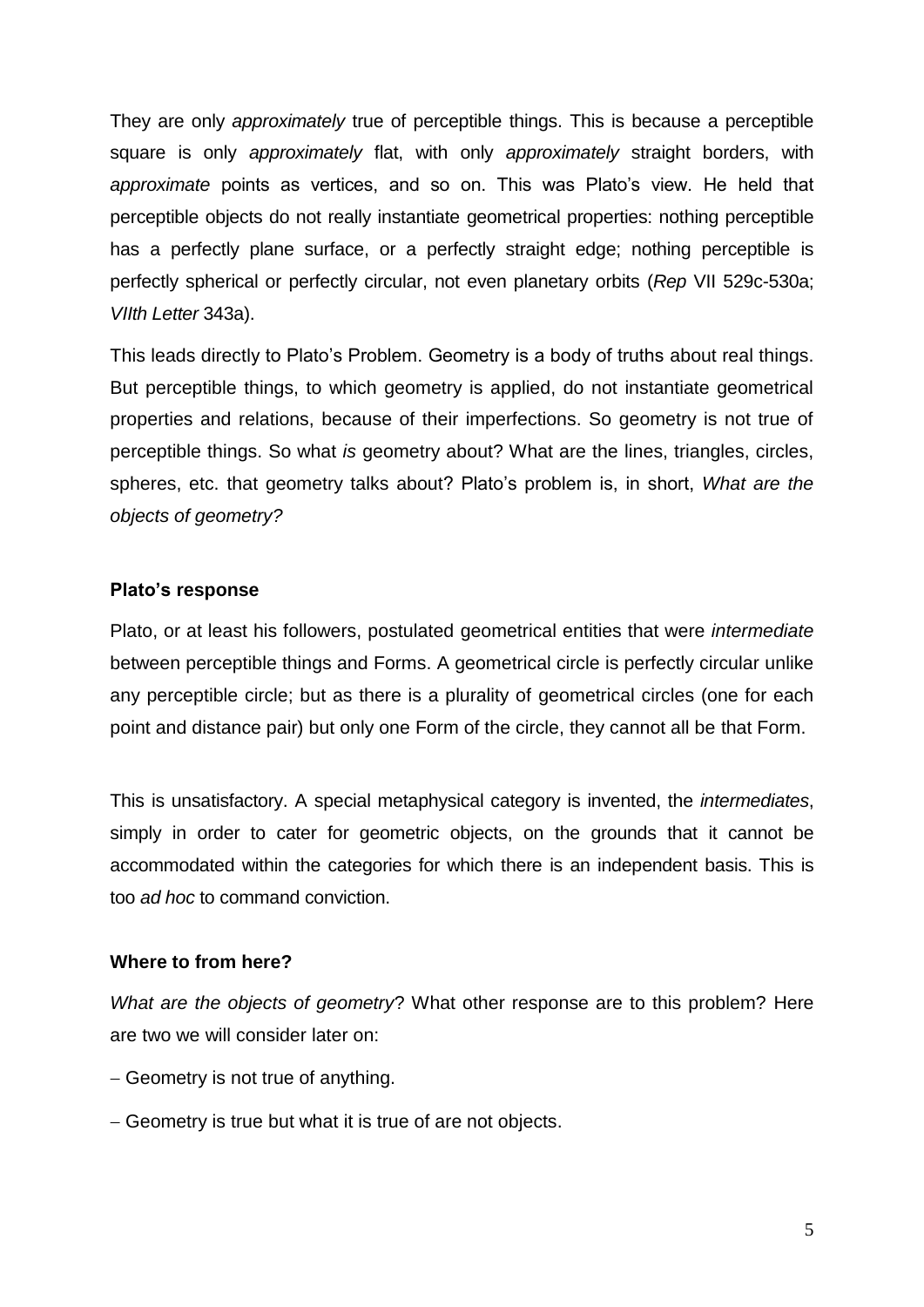They are only *approximately* true of perceptible things. This is because a perceptible square is only *approximately* flat, with only *approximately* straight borders, with *approximate* points as vertices, and so on. This was Plato's view. He held that perceptible objects do not really instantiate geometrical properties: nothing perceptible has a perfectly plane surface, or a perfectly straight edge; nothing perceptible is perfectly spherical or perfectly circular, not even planetary orbits (*Rep* VII 529c-530a; *VIIth Letter* 343a).

This leads directly to Plato's Problem. Geometry is a body of truths about real things. But perceptible things, to which geometry is applied, do not instantiate geometrical properties and relations, because of their imperfections. So geometry is not true of perceptible things. So what *is* geometry about? What are the lines, triangles, circles, spheres, etc. that geometry talks about? Plato's problem is, in short, *What are the objects of geometry?*

**Plato's response**

Plato, or at least his followers, postulated geometrical entities that were *intermediate* between perceptible things and Forms. A geometrical circle is perfectly circular unlike any perceptible circle; but as there is a plurality of geometrical circles (one for each point and distance pair) but only one Form of the circle, they cannot all be that Form.

This is unsatisfactory. A special metaphysical category is invented, the *intermediates*, simply in order to cater for geometric objects, on the grounds that it cannot be accommodated within the categories for which there is an independent basis. This is too *ad hoc* to command conviction.

**Where to from here?**

*What are the objects of geometry*? What other response are to this problem? Here are two we will consider later on:

- Geometry is not true of anything.
- Geometry is true but what it is true of are not objects.